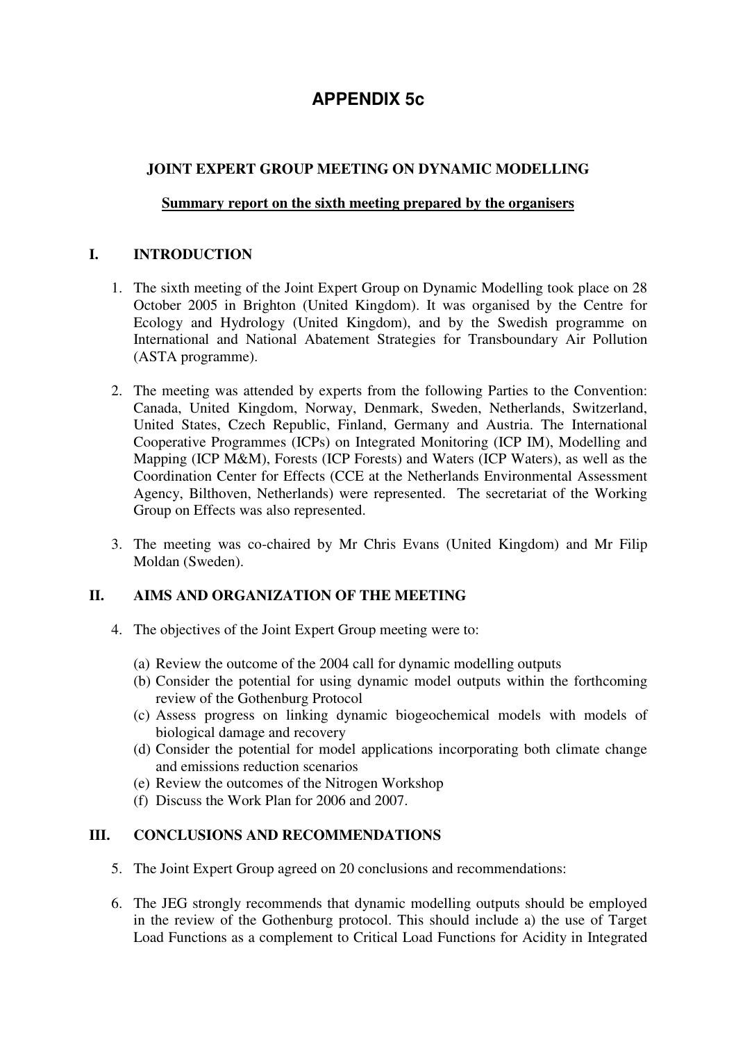# APPENDIX 5c

## JOINT EXPERT GROUP MEETING ON DYNAMIC MODELLING

**Summary report on the sixth meeting prepared by the organisers**

## I. INTRODUCTION

1. The sixth meeting of the Joint Expert Group on Dynamic Modelling took place on 28 October 2005 in Brighton (United Kingdom). It was organised by the Centre for Ecology and Hydrology (United Kingdom), and by the Swedish programme on International and National Abatement Strategies for Transboundary Air Pollution (ASTA programme).

2. The meeting was attended by experts from the following Parties to the Convention: Canada, United Kingdom, Norway, Denmark, Sweden, Netherlands, Switzerland, United States, Czech Republic, Finland, Germany and Austria. The International Cooperative Programmes (ICPs) on Integrated Monitoring (ICP IM), Modelling and Mapping (ICP M&M), Forests (ICP Forests) and Waters (ICP Waters), as well as the Coordination Center for Effects (CCE at the Netherlands Environmental Assessment Agency, Bilthoven, Netherlands) were represented. The secretariat of the Working Group on Effects was also represented.

3. The meeting was co-chaired by Mr Chris Evans (United Kingdom) and Mr Filip Moldan (Sweden).

## II. AIMS AND ORGANIZATION OF THE MEETING

4. The objectives of the Joint Expert Group meeting were to:

   (a) Review the outcome of the 2004 call for dynamic modelling outputs
   (b) Consider the potential for using dynamic model outputs within the forthcoming review of the Gothenburg Protocol
   (c) Assess progress on linking dynamic biogeochemical models with models of biological damage and recovery
   (d) Consider the potential for model applications incorporating both climate change and emissions reduction scenarios
   (e) Review the outcomes of the Nitrogen Workshop
   (f) Discuss the Work Plan for 2006 and 2007.

## III. CONCLUSIONS AND RECOMMENDATIONS

5. The Joint Expert Group agreed on 20 conclusions and recommendations:

6. The JEG strongly recommends that dynamic modelling outputs should be employed in the review of the Gothenburg protocol. This should include a) the use of Target Load Functions as a complement to Critical Load Functions for Acidity in Integrated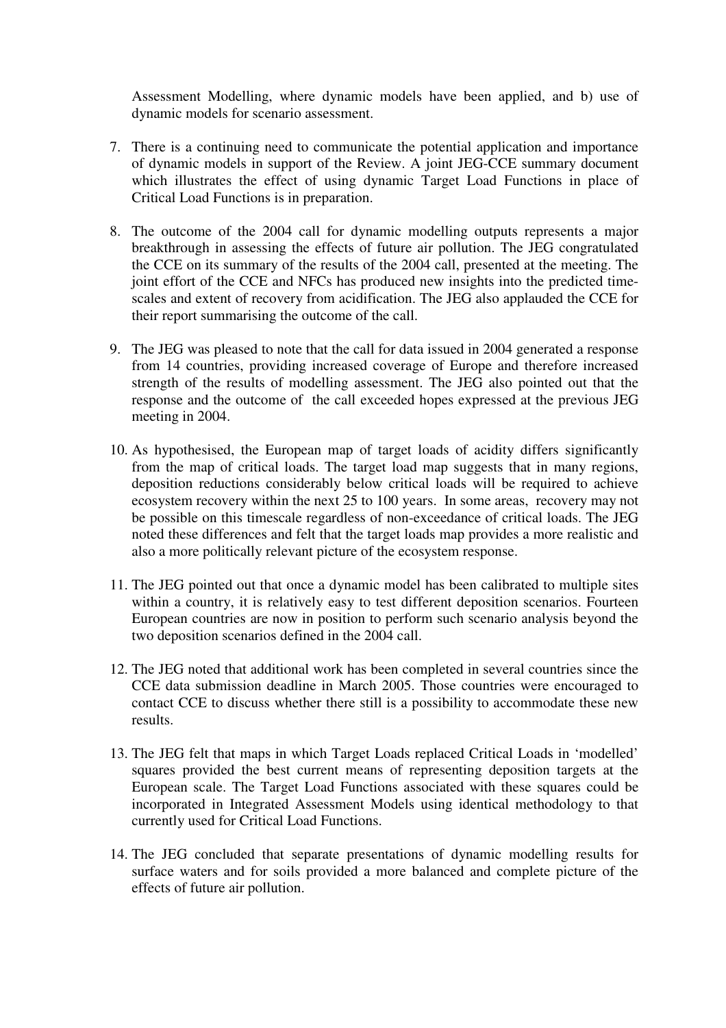Assessment Modelling, where dynamic models have been applied, and b) use of dynamic models for scenario assessment.

7. There is a continuing need to communicate the potential application and importance of dynamic models in support of the Review. A joint JEG-CCE summary document which illustrates the effect of using dynamic Target Load Functions in place of Critical Load Functions is in preparation.

8. The outcome of the 2004 call for dynamic modelling outputs represents a major breakthrough in assessing the effects of future air pollution. The JEG congratulated the CCE on its summary of the results of the 2004 call, presented at the meeting. The joint effort of the CCE and NFCs has produced new insights into the predicted time-scales and extent of recovery from acidification. The JEG also applauded the CCE for their report summarising the outcome of the call.

9. The JEG was pleased to note that the call for data issued in 2004 generated a response from 14 countries, providing increased coverage of Europe and therefore increased strength of the results of modelling assessment. The JEG also pointed out that the response and the outcome of the call exceeded hopes expressed at the previous JEG meeting in 2004.

10. As hypothesised, the European map of target loads of acidity differs significantly from the map of critical loads. The target load map suggests that in many regions, deposition reductions considerably below critical loads will be required to achieve ecosystem recovery within the next 25 to 100 years. In some areas, recovery may not be possible on this timescale regardless of non-exceedance of critical loads. The JEG noted these differences and felt that the target loads map provides a more realistic and also a more politically relevant picture of the ecosystem response.

11. The JEG pointed out that once a dynamic model has been calibrated to multiple sites within a country, it is relatively easy to test different deposition scenarios. Fourteen European countries are now in position to perform such scenario analysis beyond the two deposition scenarios defined in the 2004 call.

12. The JEG noted that additional work has been completed in several countries since the CCE data submission deadline in March 2005. Those countries were encouraged to contact CCE to discuss whether there still is a possibility to accommodate these new results.

13. The JEG felt that maps in which Target Loads replaced Critical Loads in 'modelled' squares provided the best current means of representing deposition targets at the European scale. The Target Load Functions associated with these squares could be incorporated in Integrated Assessment Models using identical methodology to that currently used for Critical Load Functions.

14. The JEG concluded that separate presentations of dynamic modelling results for surface waters and for soils provided a more balanced and complete picture of the effects of future air pollution.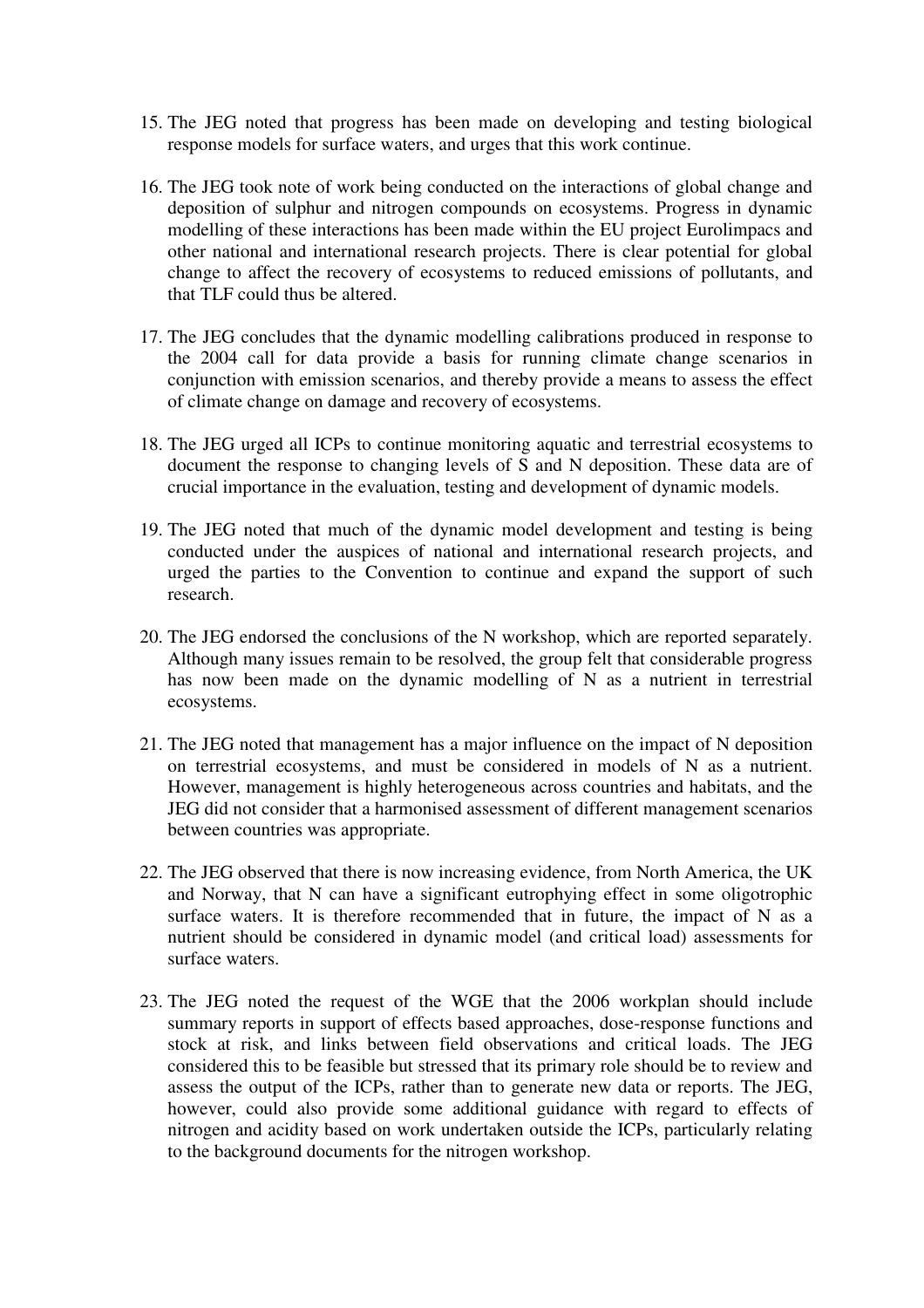15. The JEG noted that progress has been made on developing and testing biological response models for surface waters, and urges that this work continue.

16. The JEG took note of work being conducted on the interactions of global change and deposition of sulphur and nitrogen compounds on ecosystems. Progress in dynamic modelling of these interactions has been made within the EU project Eurolimpacs and other national and international research projects. There is clear potential for global change to affect the recovery of ecosystems to reduced emissions of pollutants, and that TLF could thus be altered.

17. The JEG concludes that the dynamic modelling calibrations produced in response to the 2004 call for data provide a basis for running climate change scenarios in conjunction with emission scenarios, and thereby provide a means to assess the effect of climate change on damage and recovery of ecosystems.

18. The JEG urged all ICPs to continue monitoring aquatic and terrestrial ecosystems to document the response to changing levels of S and N deposition. These data are of crucial importance in the evaluation, testing and development of dynamic models.

19. The JEG noted that much of the dynamic model development and testing is being conducted under the auspices of national and international research projects, and urged the parties to the Convention to continue and expand the support of such research.

20. The JEG endorsed the conclusions of the N workshop, which are reported separately. Although many issues remain to be resolved, the group felt that considerable progress has now been made on the dynamic modelling of N as a nutrient in terrestrial ecosystems.

21. The JEG noted that management has a major influence on the impact of N deposition on terrestrial ecosystems, and must be considered in models of N as a nutrient. However, management is highly heterogeneous across countries and habitats, and the JEG did not consider that a harmonised assessment of different management scenarios between countries was appropriate.

22. The JEG observed that there is now increasing evidence, from North America, the UK and Norway, that N can have a significant eutrophying effect in some oligotrophic surface waters. It is therefore recommended that in future, the impact of N as a nutrient should be considered in dynamic model (and critical load) assessments for surface waters.

23. The JEG noted the request of the WGE that the 2006 workplan should include summary reports in support of effects based approaches, dose-response functions and stock at risk, and links between field observations and critical loads. The JEG considered this to be feasible but stressed that its primary role should be to review and assess the output of the ICPs, rather than to generate new data or reports. The JEG, however, could also provide some additional guidance with regard to effects of nitrogen and acidity based on work undertaken outside the ICPs, particularly relating to the background documents for the nitrogen workshop.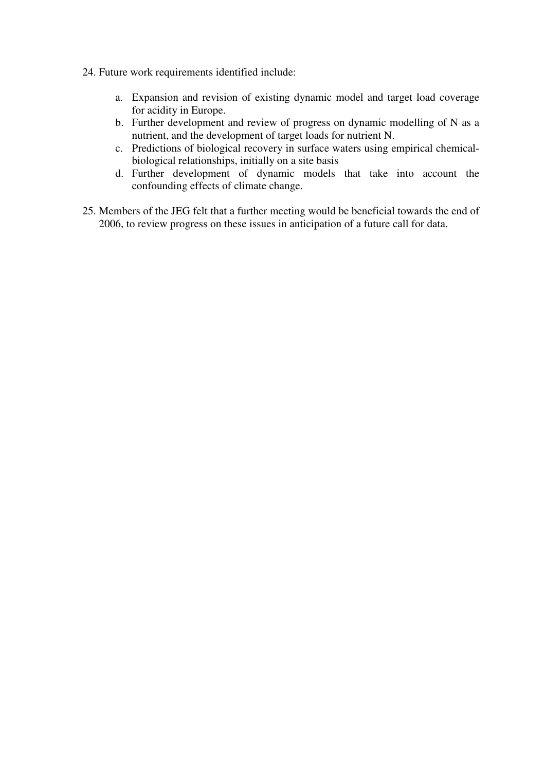24. Future work requirements identified include:

    a. Expansion and revision of existing dynamic model and target load coverage for acidity in Europe.
    b. Further development and review of progress on dynamic modelling of N as a nutrient, and the development of target loads for nutrient N.
    c. Predictions of biological recovery in surface waters using empirical chemical-biological relationships, initially on a site basis
    d. Further development of dynamic models that take into account the confounding effects of climate change.

25. Members of the JEG felt that a further meeting would be beneficial towards the end of 2006, to review progress on these issues in anticipation of a future call for data.